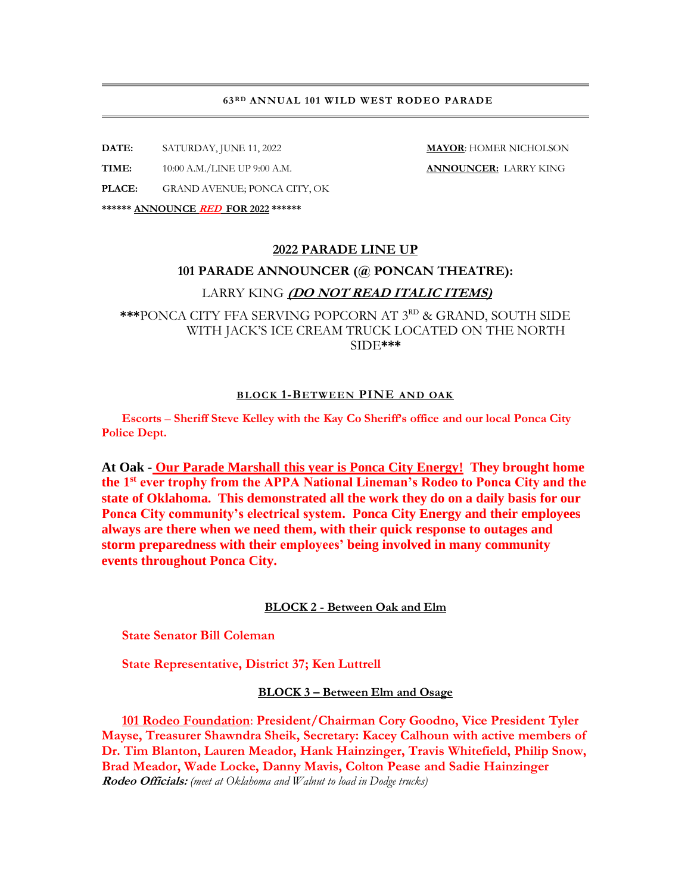**63[RD] ANNUAL 101 WILD WEST RODEO PARADE**

**DATE:** SATURDAY, JUNE 11, 2022 **MAYOR**: HOMER NICHOLSON

**TIME:** 10:00 A.M./LINE UP 9:00 A.M. **ANNOUNCER:** LARRY KING

**PLACE:** GRAND AVENUE; PONCA CITY, OK

****** **ANNOUNCE *RED* FOR 2022** ******

## 2022 PARADE LINE UP

## 101 PARADE ANNOUNCER (@ PONCAN THEATRE):

LARRY KING ***(DO NOT READ ITALIC ITEMS)***

*****PONCA CITY FFA SERVING POPCORN AT 3[RD] & GRAND, SOUTH SIDE WITH JACK'S ICE CREAM TRUCK LOCATED ON THE NORTH SIDE*****

### BLOCK 1-BETWEEN PINE AND OAK

**Escorts – Sheriff Steve Kelley with the Kay Co Sheriff's office and our local Ponca City Police Dept.**

**At Oak - Our Parade Marshall this year is Ponca City Energy! They brought home the 1[st] ever trophy from the APPA National Lineman's Rodeo to Ponca City and the state of Oklahoma. This demonstrated all the work they do on a daily basis for our Ponca City community's electrical system. Ponca City Energy and their employees always are there when we need them, with their quick response to outages and storm preparedness with their employees' being involved in many community events throughout Ponca City.**

### BLOCK 2 - Between Oak and Elm

**State Senator Bill Coleman**

**State Representative, District 37; Ken Luttrell**

### BLOCK 3 – Between Elm and Osage

**101 Rodeo Foundation: President/Chairman Cory Goodno, Vice President Tyler Mayse, Treasurer Shawndra Sheik, Secretary: Kacey Calhoun with active members of Dr. Tim Blanton, Lauren Meador, Hank Hainzinger, Travis Whitefield, Philip Snow, Brad Meador, Wade Locke, Danny Mavis, Colton Pease and Sadie Hainzinger**
***Rodeo Officials:*** *(meet at Oklahoma and Walnut to load in Dodge trucks)*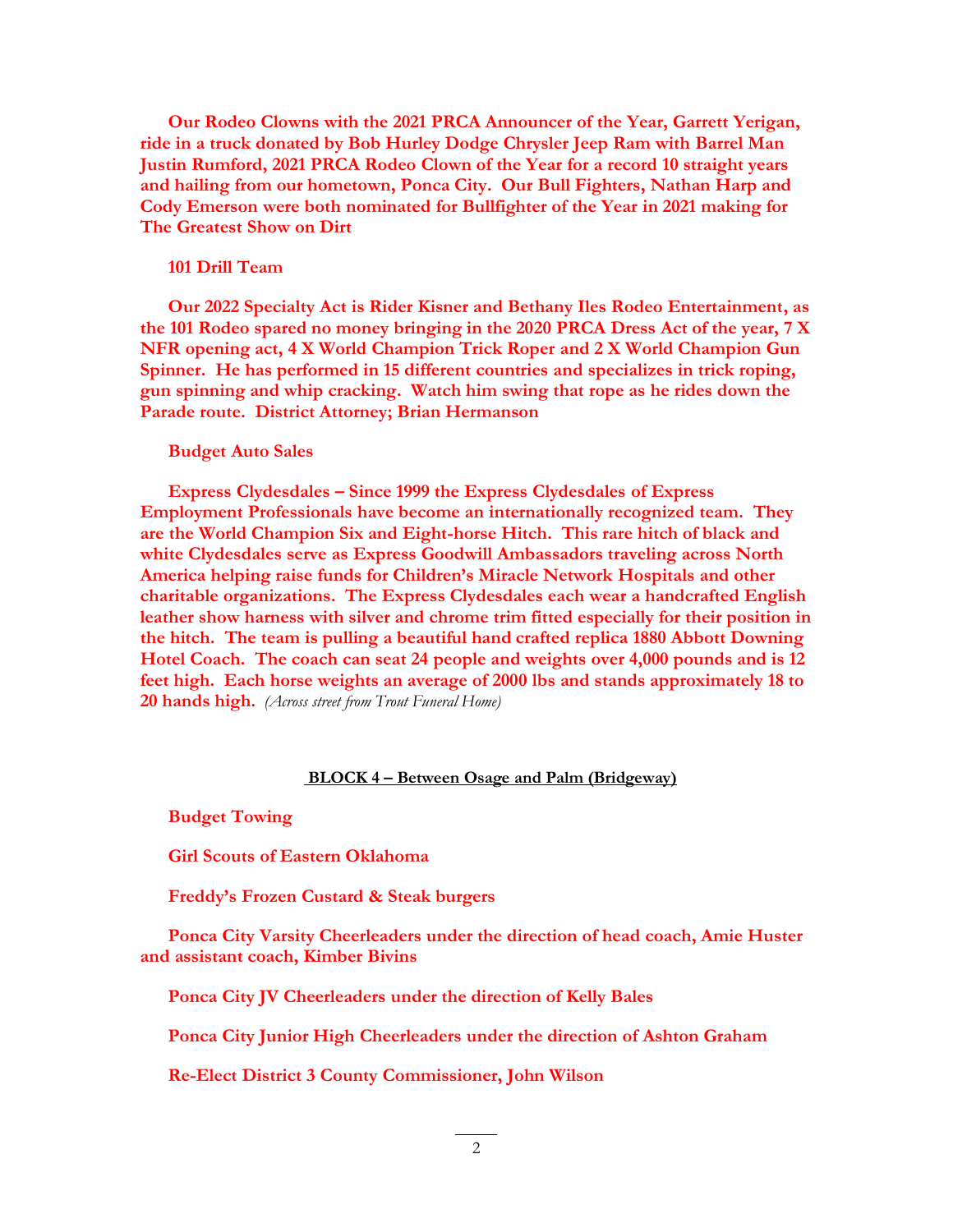**Our Rodeo Clowns with the 2021 PRCA Announcer of the Year, Garrett Yerigan, ride in a truck donated by Bob Hurley Dodge Chrysler Jeep Ram with Barrel Man Justin Rumford, 2021 PRCA Rodeo Clown of the Year for a record 10 straight years and hailing from our hometown, Ponca City. Our Bull Fighters, Nathan Harp and Cody Emerson were both nominated for Bullfighter of the Year in 2021 making for The Greatest Show on Dirt**

**101 Drill Team**

**Our 2022 Specialty Act is Rider Kisner and Bethany Iles Rodeo Entertainment, as the 101 Rodeo spared no money bringing in the 2020 PRCA Dress Act of the year, 7 X NFR opening act, 4 X World Champion Trick Roper and 2 X World Champion Gun Spinner. He has performed in 15 different countries and specializes in trick roping, gun spinning and whip cracking. Watch him swing that rope as he rides down the Parade route. District Attorney; Brian Hermanson**

**Budget Auto Sales**

**Express Clydesdales – Since 1999 the Express Clydesdales of Express Employment Professionals have become an internationally recognized team. They are the World Champion Six and Eight-horse Hitch. This rare hitch of black and white Clydesdales serve as Express Goodwill Ambassadors traveling across North America helping raise funds for Children's Miracle Network Hospitals and other charitable organizations. The Express Clydesdales each wear a handcrafted English leather show harness with silver and chrome trim fitted especially for their position in the hitch. The team is pulling a beautiful hand crafted replica 1880 Abbott Downing Hotel Coach. The coach can seat 24 people and weights over 4,000 pounds and is 12 feet high. Each horse weights an average of 2000 lbs and stands approximately 18 to 20 hands high.** *(Across street from Trout Funeral Home)*

**BLOCK 4 – Between Osage and Palm (Bridgeway)**

**Budget Towing**

**Girl Scouts of Eastern Oklahoma**

**Freddy's Frozen Custard & Steak burgers**

**Ponca City Varsity Cheerleaders under the direction of head coach, Amie Huster and assistant coach, Kimber Bivins**

**Ponca City JV Cheerleaders under the direction of Kelly Bales**

**Ponca City Junior High Cheerleaders under the direction of Ashton Graham**

**Re-Elect District 3 County Commissioner, John Wilson**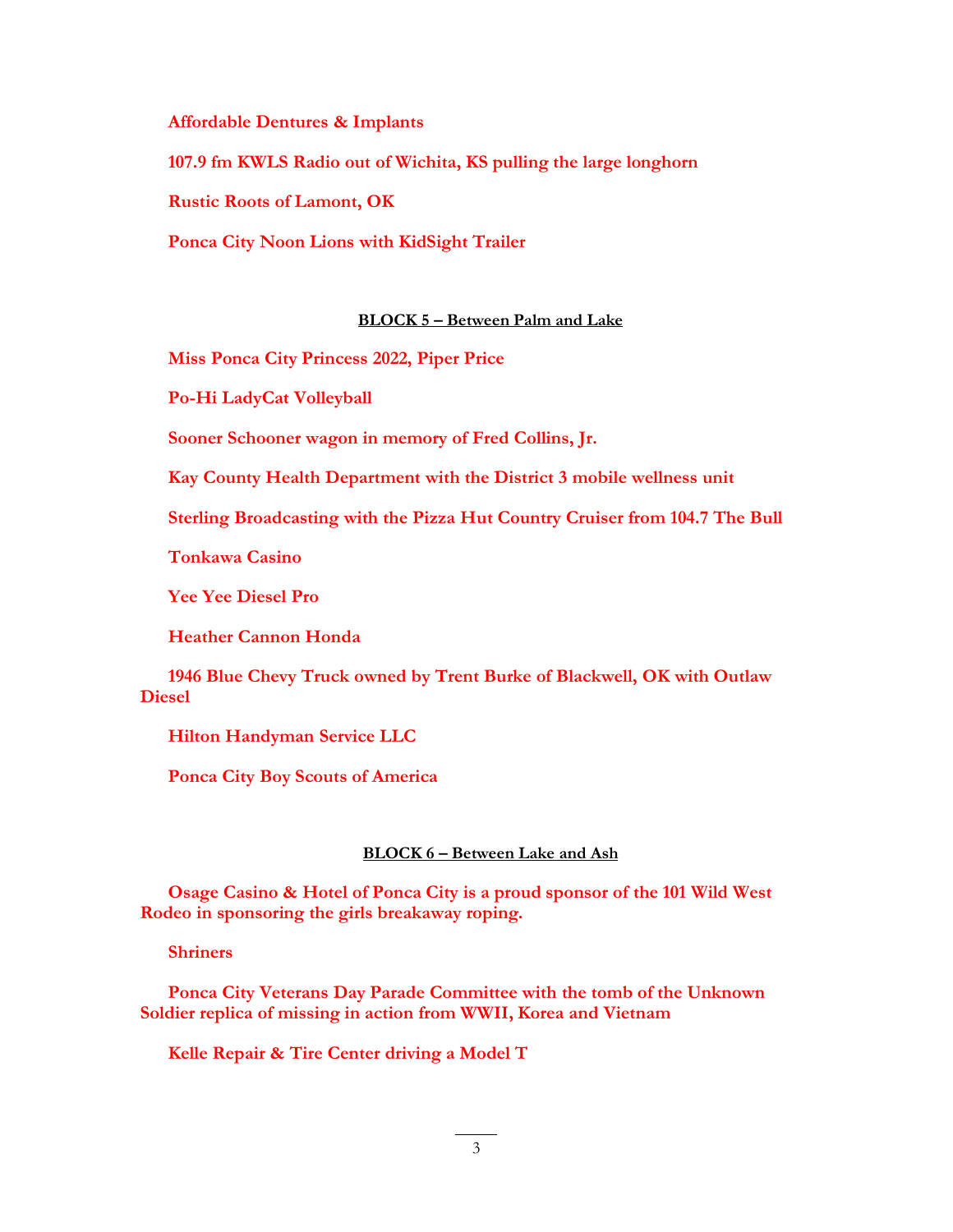**Affordable Dentures & Implants**

**107.9 fm KWLS Radio out of Wichita, KS pulling the large longhorn**

**Rustic Roots of Lamont, OK**

**Ponca City Noon Lions with KidSight Trailer**

**BLOCK 5 – Between Palm and Lake**

**Miss Ponca City Princess 2022, Piper Price**

**Po-Hi LadyCat Volleyball**

**Sooner Schooner wagon in memory of Fred Collins, Jr.**

**Kay County Health Department with the District 3 mobile wellness unit**

**Sterling Broadcasting with the Pizza Hut Country Cruiser from 104.7 The Bull**

**Tonkawa Casino**

**Yee Yee Diesel Pro**

**Heather Cannon Honda**

**1946 Blue Chevy Truck owned by Trent Burke of Blackwell, OK with Outlaw Diesel**

**Hilton Handyman Service LLC**

**Ponca City Boy Scouts of America**

**BLOCK 6 – Between Lake and Ash**

**Osage Casino & Hotel of Ponca City is a proud sponsor of the 101 Wild West Rodeo in sponsoring the girls breakaway roping.**

**Shriners**

**Ponca City Veterans Day Parade Committee with the tomb of the Unknown Soldier replica of missing in action from WWII, Korea and Vietnam**

**Kelle Repair & Tire Center driving a Model T**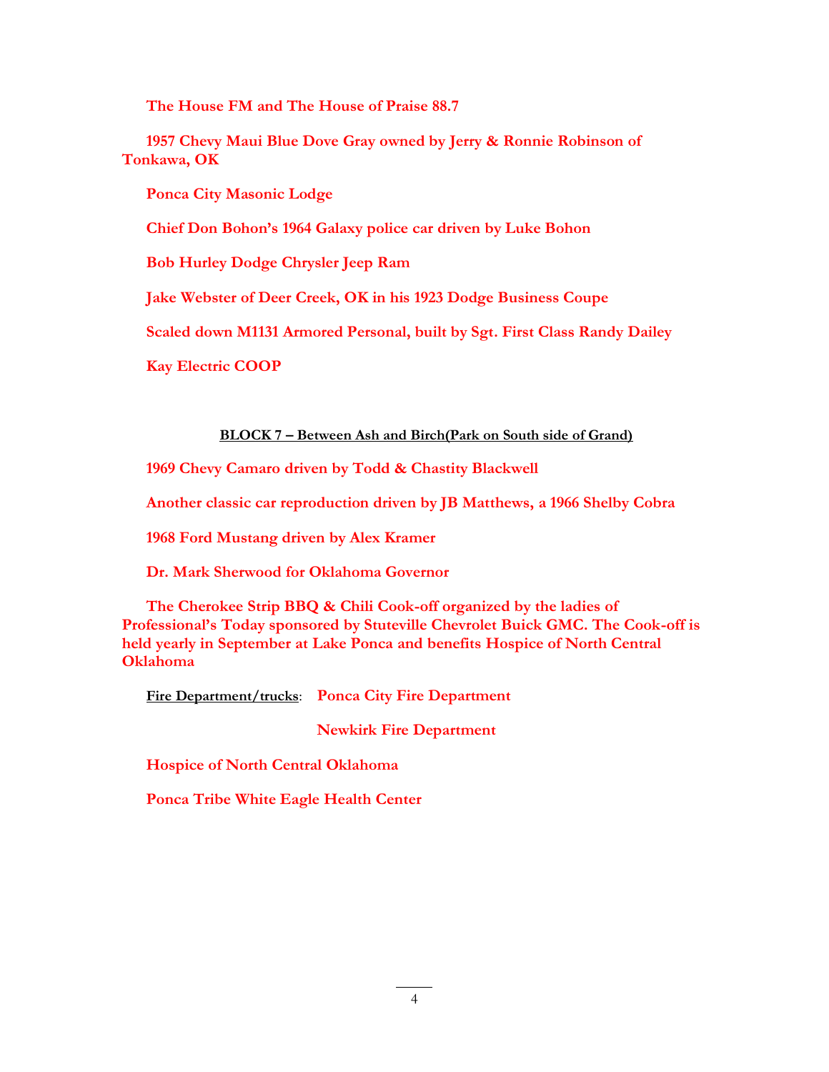**The House FM and The House of Praise 88.7**

**1957 Chevy Maui Blue Dove Gray owned by Jerry & Ronnie Robinson of Tonkawa, OK**

**Ponca City Masonic Lodge**

**Chief Don Bohon's 1964 Galaxy police car driven by Luke Bohon**

**Bob Hurley Dodge Chrysler Jeep Ram**

**Jake Webster of Deer Creek, OK in his 1923 Dodge Business Coupe**

**Scaled down M1131 Armored Personal, built by Sgt. First Class Randy Dailey**

**Kay Electric COOP**

**BLOCK 7 – Between Ash and Birch(Park on South side of Grand)**

**1969 Chevy Camaro driven by Todd & Chastity Blackwell**

**Another classic car reproduction driven by JB Matthews, a 1966 Shelby Cobra**

**1968 Ford Mustang driven by Alex Kramer**

**Dr. Mark Sherwood for Oklahoma Governor**

**The Cherokee Strip BBQ & Chili Cook-off organized by the ladies of Professional's Today sponsored by Stuteville Chevrolet Buick GMC. The Cook-off is held yearly in September at Lake Ponca and benefits Hospice of North Central Oklahoma**

Fire Department/trucks: **Ponca City Fire Department**

**Newkirk Fire Department**

**Hospice of North Central Oklahoma**

**Ponca Tribe White Eagle Health Center**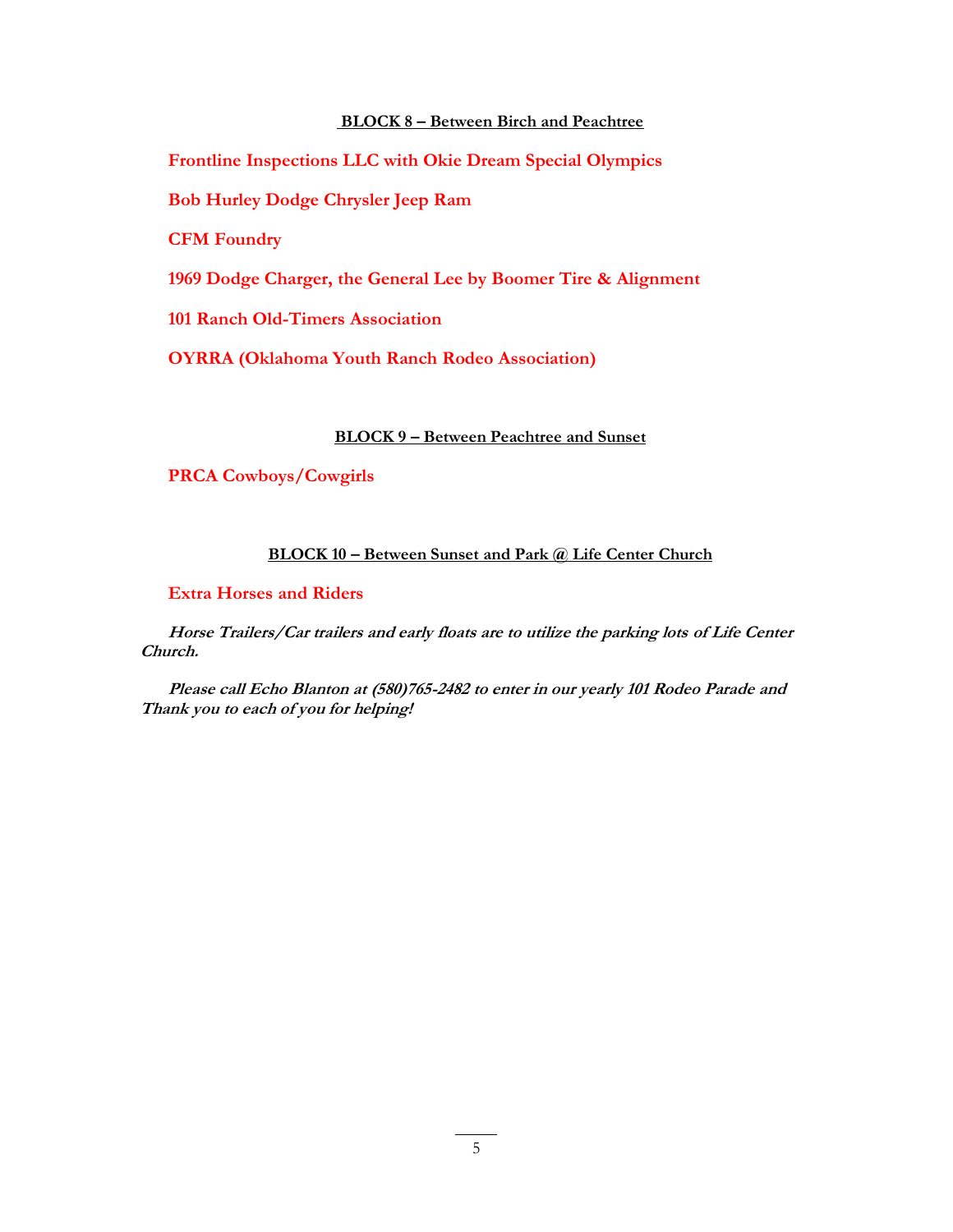**BLOCK 8 – Between Birch and Peachtree**

**Frontline Inspections LLC with Okie Dream Special Olympics**

**Bob Hurley Dodge Chrysler Jeep Ram**

**CFM Foundry**

**1969 Dodge Charger, the General Lee by Boomer Tire & Alignment**

**101 Ranch Old-Timers Association**

**OYRRA (Oklahoma Youth Ranch Rodeo Association)**

**BLOCK 9 – Between Peachtree and Sunset**

**PRCA Cowboys/Cowgirls**

**BLOCK 10 – Between Sunset and Park @ Life Center Church**

**Extra Horses and Riders**

***Horse Trailers/Car trailers and early floats are to utilize the parking lots of Life Center Church.***

***Please call Echo Blanton at (580)765-2482 to enter in our yearly 101 Rodeo Parade and Thank you to each of you for helping!***